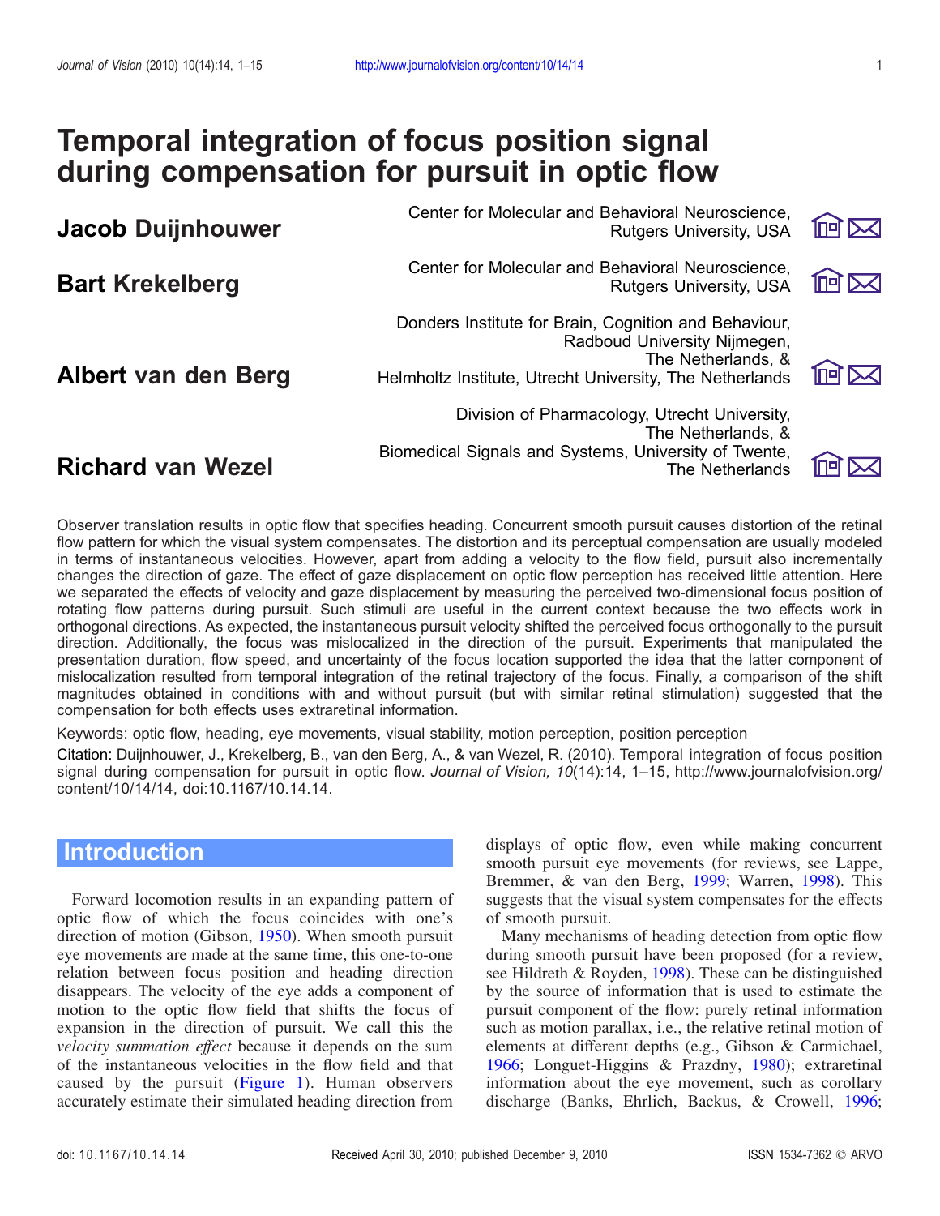# Temporal integration of focus position signal during compensation for pursuit in optic flow

**Jacob Duijnhouwer** — Center for Molecular and Behavioral Neuroscience, Rutgers University, USA

**Bart Krekelberg** — Center for Molecular and Behavioral Neuroscience, Rutgers University, USA

**Albert van den Berg** — Donders Institute for Brain, Cognition and Behaviour, Radboud University Nijmegen, The Netherlands, & Helmholtz Institute, Utrecht University, The Netherlands

**Richard van Wezel** — Division of Pharmacology, Utrecht University, The Netherlands, & Biomedical Signals and Systems, University of Twente, The Netherlands

Observer translation results in optic flow that specifies heading. Concurrent smooth pursuit causes distortion of the retinal flow pattern for which the visual system compensates. The distortion and its perceptual compensation are usually modeled in terms of instantaneous velocities. However, apart from adding a velocity to the flow field, pursuit also incrementally changes the direction of gaze. The effect of gaze displacement on optic flow perception has received little attention. Here we separated the effects of velocity and gaze displacement by measuring the perceived two-dimensional focus position of rotating flow patterns during pursuit. Such stimuli are useful in the current context because the two effects work in orthogonal directions. As expected, the instantaneous pursuit velocity shifted the perceived focus orthogonally to the pursuit direction. Additionally, the focus was mislocalized in the direction of the pursuit. Experiments that manipulated the presentation duration, flow speed, and uncertainty of the focus location supported the idea that the latter component of mislocalization resulted from temporal integration of the retinal trajectory of the focus. Finally, a comparison of the shift magnitudes obtained in conditions with and without pursuit (but with similar retinal stimulation) suggested that the compensation for both effects uses extraretinal information.

Keywords: optic flow, heading, eye movements, visual stability, motion perception, position perception

Citation: Duijnhouwer, J., Krekelberg, B., van den Berg, A., & van Wezel, R. (2010). Temporal integration of focus position signal during compensation for pursuit in optic flow. *Journal of Vision, 10*(14):14, 1–15, http://www.journalofvision.org/content/10/14/14, doi:10.1167/10.14.14.

## Introduction

Forward locomotion results in an expanding pattern of optic flow of which the focus coincides with one's direction of motion (Gibson, 1950). When smooth pursuit eye movements are made at the same time, this one-to-one relation between focus position and heading direction disappears. The velocity of the eye adds a component of motion to the optic flow field that shifts the focus of expansion in the direction of pursuit. We call this the *velocity summation effect* because it depends on the sum of the instantaneous velocities in the flow field and that caused by the pursuit (Figure 1). Human observers accurately estimate their simulated heading direction from displays of optic flow, even while making concurrent smooth pursuit eye movements (for reviews, see Lappe, Bremmer, & van den Berg, 1999; Warren, 1998). This suggests that the visual system compensates for the effects of smooth pursuit.

Many mechanisms of heading detection from optic flow during smooth pursuit have been proposed (for a review, see Hildreth & Royden, 1998). These can be distinguished by the source of information that is used to estimate the pursuit component of the flow: purely retinal information such as motion parallax, i.e., the relative retinal motion of elements at different depths (e.g., Gibson & Carmichael, 1966; Longuet-Higgins & Prazdny, 1980); extraretinal information about the eye movement, such as corollary discharge (Banks, Ehrlich, Backus, & Crowell, 1996;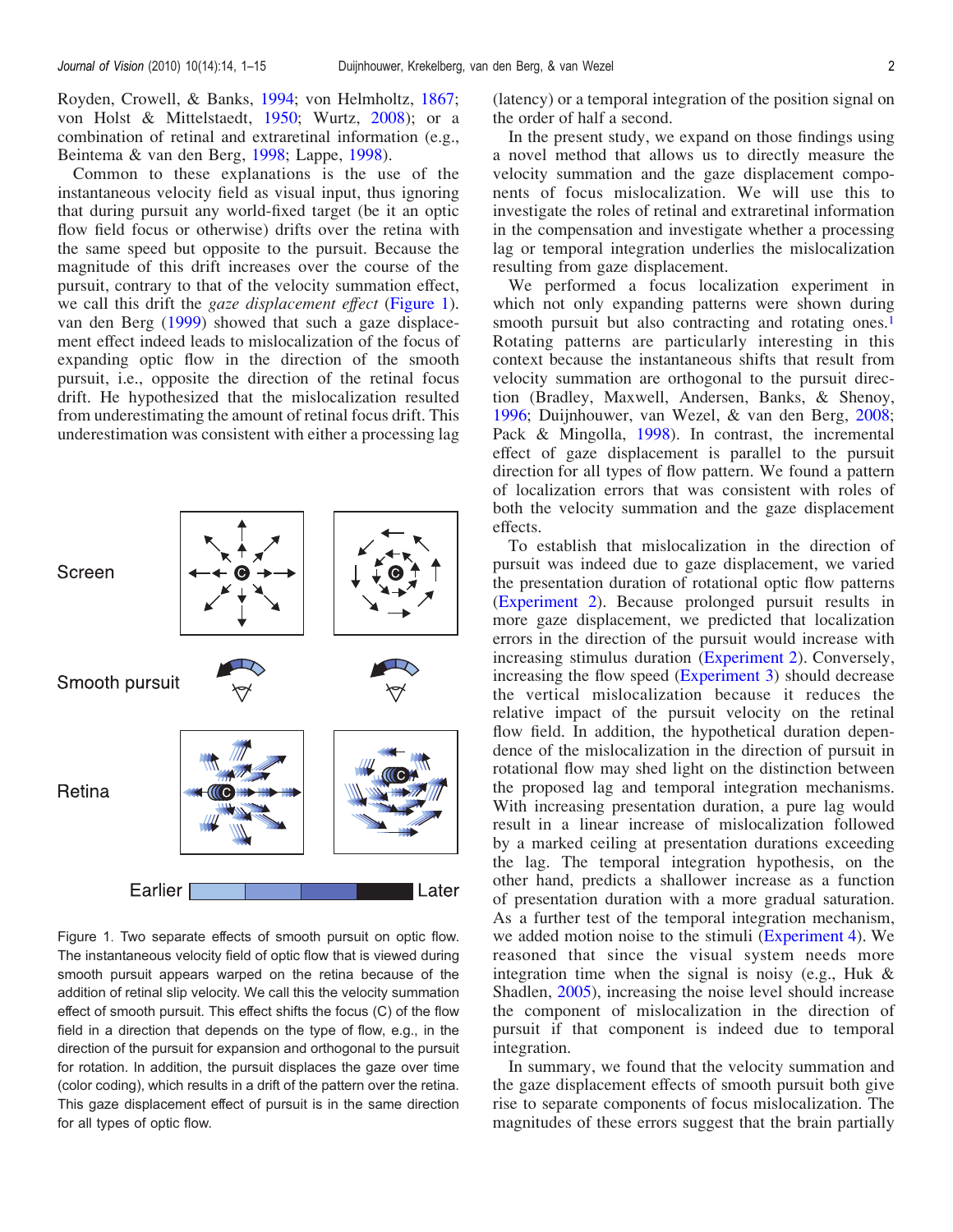Royden, Crowell, & Banks, 1994; von Helmholtz, 1867; von Holst & Mittelstaedt, 1950; Wurtz, 2008); or a combination of retinal and extraretinal information (e.g., Beintema & van den Berg, 1998; Lappe, 1998).

Common to these explanations is the use of the instantaneous velocity field as visual input, thus ignoring that during pursuit any world-fixed target (be it an optic flow field focus or otherwise) drifts over the retina with the same speed but opposite to the pursuit. Because the magnitude of this drift increases over the course of the pursuit, contrary to that of the velocity summation effect, we call this drift the *gaze displacement effect* (Figure 1). van den Berg (1999) showed that such a gaze displacement effect indeed leads to mislocalization of the focus of expanding optic flow in the direction of the smooth pursuit, i.e., opposite the direction of the retinal focus drift. He hypothesized that the mislocalization resulted from underestimating the amount of retinal focus drift. This underestimation was consistent with either a processing lag (latency) or a temporal integration of the position signal on the order of half a second.

Figure 1. Two separate effects of smooth pursuit on optic flow. The instantaneous velocity field of optic flow that is viewed during smooth pursuit appears warped on the retina because of the addition of retinal slip velocity. We call this the velocity summation effect of smooth pursuit. This effect shifts the focus (C) of the flow field in a direction that depends on the type of flow, e.g., in the direction of the pursuit for expansion and orthogonal to the pursuit for rotation. In addition, the pursuit displaces the gaze over time (color coding), which results in a drift of the pattern over the retina. This gaze displacement effect of pursuit is in the same direction for all types of optic flow.

In the present study, we expand on those findings using a novel method that allows us to directly measure the velocity summation and the gaze displacement components of focus mislocalization. We will use this to investigate the roles of retinal and extraretinal information in the compensation and investigate whether a processing lag or temporal integration underlies the mislocalization resulting from gaze displacement.

We performed a focus localization experiment in which not only expanding patterns were shown during smooth pursuit but also contracting and rotating ones.[1] Rotating patterns are particularly interesting in this context because the instantaneous shifts that result from velocity summation are orthogonal to the pursuit direction (Bradley, Maxwell, Andersen, Banks, & Shenoy, 1996; Duijnhouwer, van Wezel, & van den Berg, 2008; Pack & Mingolla, 1998). In contrast, the incremental effect of gaze displacement is parallel to the pursuit direction for all types of flow pattern. We found a pattern of localization errors that was consistent with roles of both the velocity summation and the gaze displacement effects.

To establish that mislocalization in the direction of pursuit was indeed due to gaze displacement, we varied the presentation duration of rotational optic flow patterns (Experiment 2). Because prolonged pursuit results in more gaze displacement, we predicted that localization errors in the direction of the pursuit would increase with increasing stimulus duration (Experiment 2). Conversely, increasing the flow speed (Experiment 3) should decrease the vertical mislocalization because it reduces the relative impact of the pursuit velocity on the retinal flow field. In addition, the hypothetical duration dependence of the mislocalization in the direction of pursuit in rotational flow may shed light on the distinction between the proposed lag and temporal integration mechanisms. With increasing presentation duration, a pure lag would result in a linear increase of mislocalization followed by a marked ceiling at presentation durations exceeding the lag. The temporal integration hypothesis, on the other hand, predicts a shallower increase as a function of presentation duration with a more gradual saturation. As a further test of the temporal integration mechanism, we added motion noise to the stimuli (Experiment 4). We reasoned that since the visual system needs more integration time when the signal is noisy (e.g., Huk & Shadlen, 2005), increasing the noise level should increase the component of mislocalization in the direction of pursuit if that component is indeed due to temporal integration.

In summary, we found that the velocity summation and the gaze displacement effects of smooth pursuit both give rise to separate components of focus mislocalization. The magnitudes of these errors suggest that the brain partially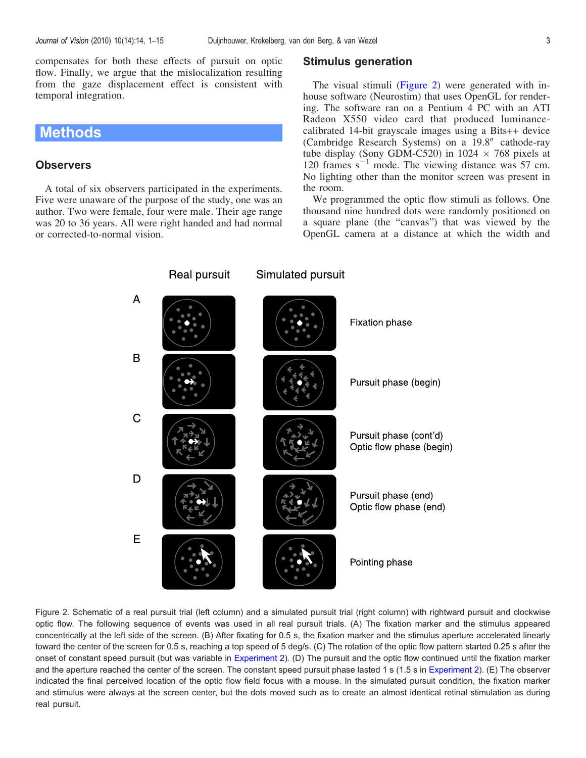compensates for both these effects of pursuit on optic flow. Finally, we argue that the mislocalization resulting from the gaze displacement effect is consistent with temporal integration.

# Methods

## Observers

A total of six observers participated in the experiments. Five were unaware of the purpose of the study, one was an author. Two were female, four were male. Their age range was 20 to 36 years. All were right handed and had normal or corrected-to-normal vision.

## Stimulus generation

The visual stimuli (Figure 2) were generated with in-house software (Neurostim) that uses OpenGL for rendering. The software ran on a Pentium 4 PC with an ATI Radeon X550 video card that produced luminance-calibrated 14-bit grayscale images using a Bits++ device (Cambridge Research Systems) on a 19.8″ cathode-ray tube display (Sony GDM-C520) in 1024 × 768 pixels at 120 frames $s^{-1}$ mode. The viewing distance was 57 cm. No lighting other than the monitor screen was present in the room.

We programmed the optic flow stimuli as follows. One thousand nine hundred dots were randomly positioned on a square plane (the "canvas") that was viewed by the OpenGL camera at a distance at which the width and

Figure 2. Schematic of a real pursuit trial (left column) and a simulated pursuit trial (right column) with rightward pursuit and clockwise optic flow. The following sequence of events was used in all real pursuit trials. (A) The fixation marker and the stimulus appeared concentrically at the left side of the screen. (B) After fixating for 0.5 s, the fixation marker and the stimulus aperture accelerated linearly toward the center of the screen for 0.5 s, reaching a top speed of 5 deg/s. (C) The rotation of the optic flow pattern started 0.25 s after the onset of constant speed pursuit (but was variable in Experiment 2). (D) The pursuit and the optic flow continued until the fixation marker and the aperture reached the center of the screen. The constant speed pursuit phase lasted 1 s (1.5 s in Experiment 2). (E) The observer indicated the final perceived location of the optic flow field focus with a mouse. In the simulated pursuit condition, the fixation marker and stimulus were always at the screen center, but the dots moved such as to create an almost identical retinal stimulation as during real pursuit.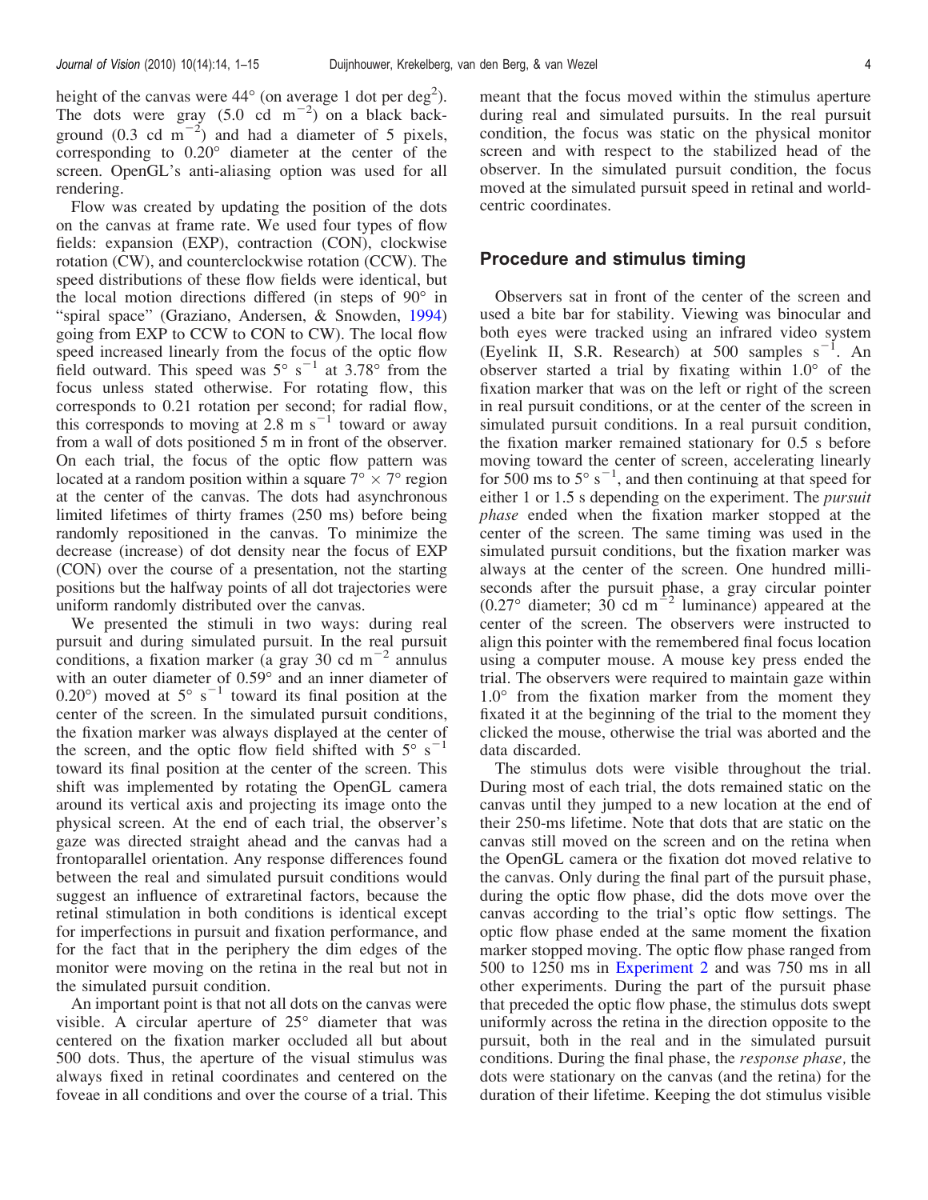height of the canvas were 44° (on average 1 dot per deg$^2$). The dots were gray (5.0 cd m$^{-2}$) on a black background (0.3 cd m$^{-2}$) and had a diameter of 5 pixels, corresponding to 0.20° diameter at the center of the screen. OpenGL's anti-aliasing option was used for all rendering.

Flow was created by updating the position of the dots on the canvas at frame rate. We used four types of flow fields: expansion (EXP), contraction (CON), clockwise rotation (CW), and counterclockwise rotation (CCW). The speed distributions of these flow fields were identical, but the local motion directions differed (in steps of 90° in "spiral space" (Graziano, Andersen, & Snowden, 1994) going from EXP to CCW to CON to CW). The local flow speed increased linearly from the focus of the optic flow field outward. This speed was 5° s$^{-1}$ at 3.78° from the focus unless stated otherwise. For rotating flow, this corresponds to 0.21 rotation per second; for radial flow, this corresponds to moving at 2.8 m s$^{-1}$ toward or away from a wall of dots positioned 5 m in front of the observer. On each trial, the focus of the optic flow pattern was located at a random position within a square 7° × 7° region at the center of the canvas. The dots had asynchronous limited lifetimes of thirty frames (250 ms) before being randomly repositioned in the canvas. To minimize the decrease (increase) of dot density near the focus of EXP (CON) over the course of a presentation, not the starting positions but the halfway points of all dot trajectories were uniform randomly distributed over the canvas.

We presented the stimuli in two ways: during real pursuit and during simulated pursuit. In the real pursuit conditions, a fixation marker (a gray 30 cd m$^{-2}$ annulus with an outer diameter of 0.59° and an inner diameter of 0.20°) moved at 5° s$^{-1}$ toward its final position at the center of the screen. In the simulated pursuit conditions, the fixation marker was always displayed at the center of the screen, and the optic flow field shifted with 5° s$^{-1}$ toward its final position at the center of the screen. This shift was implemented by rotating the OpenGL camera around its vertical axis and projecting its image onto the physical screen. At the end of each trial, the observer's gaze was directed straight ahead and the canvas had a frontoparallel orientation. Any response differences found between the real and simulated pursuit conditions would suggest an influence of extraretinal factors, because the retinal stimulation in both conditions is identical except for imperfections in pursuit and fixation performance, and for the fact that in the periphery the dim edges of the monitor were moving on the retina in the real but not in the simulated pursuit condition.

An important point is that not all dots on the canvas were visible. A circular aperture of 25° diameter that was centered on the fixation marker occluded all but about 500 dots. Thus, the aperture of the visual stimulus was always fixed in retinal coordinates and centered on the foveae in all conditions and over the course of a trial. This meant that the focus moved within the stimulus aperture during real and simulated pursuits. In the real pursuit condition, the focus was static on the physical monitor screen and with respect to the stabilized head of the observer. In the simulated pursuit condition, the focus moved at the simulated pursuit speed in retinal and world-centric coordinates.

## Procedure and stimulus timing

Observers sat in front of the center of the screen and used a bite bar for stability. Viewing was binocular and both eyes were tracked using an infrared video system (Eyelink II, S.R. Research) at 500 samples s$^{-1}$. An observer started a trial by fixating within 1.0° of the fixation marker that was on the left or right of the screen in real pursuit conditions, or at the center of the screen in simulated pursuit conditions. In a real pursuit condition, the fixation marker remained stationary for 0.5 s before moving toward the center of screen, accelerating linearly for 500 ms to 5° s$^{-1}$, and then continuing at that speed for either 1 or 1.5 s depending on the experiment. The *pursuit phase* ended when the fixation marker stopped at the center of the screen. The same timing was used in the simulated pursuit conditions, but the fixation marker was always at the center of the screen. One hundred milliseconds after the pursuit phase, a gray circular pointer (0.27° diameter; 30 cd m$^{-2}$ luminance) appeared at the center of the screen. The observers were instructed to align this pointer with the remembered final focus location using a computer mouse. A mouse key press ended the trial. The observers were required to maintain gaze within 1.0° from the fixation marker from the moment they fixated it at the beginning of the trial to the moment they clicked the mouse, otherwise the trial was aborted and the data discarded.

The stimulus dots were visible throughout the trial. During most of each trial, the dots remained static on the canvas until they jumped to a new location at the end of their 250-ms lifetime. Note that dots that are static on the canvas still moved on the screen and on the retina when the OpenGL camera or the fixation dot moved relative to the canvas. Only during the final part of the pursuit phase, during the optic flow phase, did the dots move over the canvas according to the trial's optic flow settings. The optic flow phase ended at the same moment the fixation marker stopped moving. The optic flow phase ranged from 500 to 1250 ms in Experiment 2 and was 750 ms in all other experiments. During the part of the pursuit phase that preceded the optic flow phase, the stimulus dots swept uniformly across the retina in the direction opposite to the pursuit, both in the real and in the simulated pursuit conditions. During the final phase, the *response phase,* the dots were stationary on the canvas (and the retina) for the duration of their lifetime. Keeping the dot stimulus visible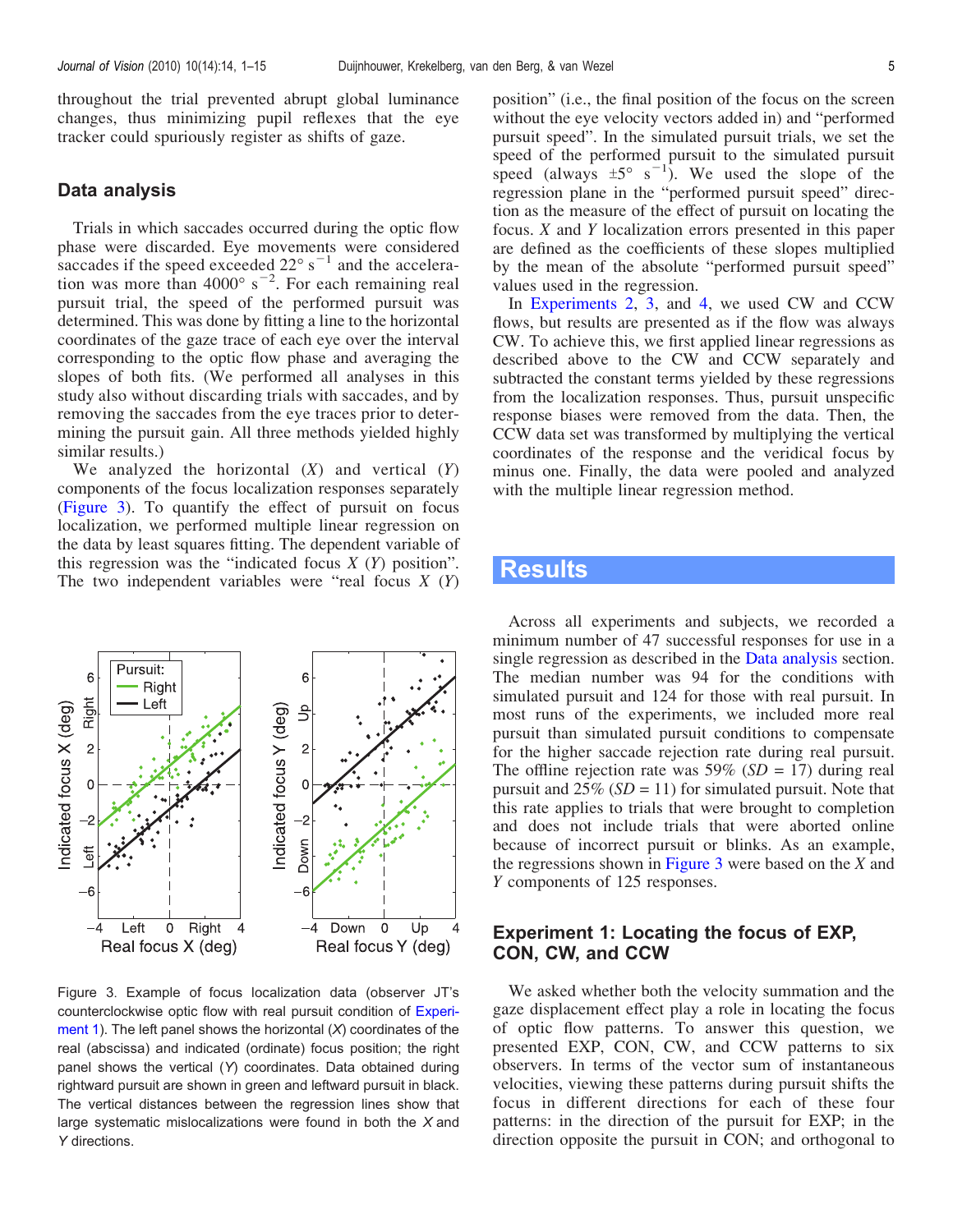throughout the trial prevented abrupt global luminance changes, thus minimizing pupil reflexes that the eye tracker could spuriously register as shifts of gaze.

## Data analysis

Trials in which saccades occurred during the optic flow phase were discarded. Eye movements were considered saccades if the speed exceeded $22° \, s^{-1}$ and the acceleration was more than $4000° \, s^{-2}$. For each remaining real pursuit trial, the speed of the performed pursuit was determined. This was done by fitting a line to the horizontal coordinates of the gaze trace of each eye over the interval corresponding to the optic flow phase and averaging the slopes of both fits. (We performed all analyses in this study also without discarding trials with saccades, and by removing the saccades from the eye traces prior to determining the pursuit gain. All three methods yielded highly similar results.)

We analyzed the horizontal ($X$) and vertical ($Y$) components of the focus localization responses separately (Figure 3). To quantify the effect of pursuit on focus localization, we performed multiple linear regression on the data by least squares fitting. The dependent variable of this regression was the "indicated focus $X$ ($Y$) position". The two independent variables were "real focus $X$ ($Y$) position" (i.e., the final position of the focus on the screen without the eye velocity vectors added in) and "performed pursuit speed". In the simulated pursuit trials, we set the speed of the performed pursuit to the simulated pursuit speed (always $\pm 5° \, s^{-1}$). We used the slope of the regression plane in the "performed pursuit speed" direction as the measure of the effect of pursuit on locating the focus. $X$ and $Y$ localization errors presented in this paper are defined as the coefficients of these slopes multiplied by the mean of the absolute "performed pursuit speed" values used in the regression.

In Experiments 2, 3, and 4, we used CW and CCW flows, but results are presented as if the flow was always CW. To achieve this, we first applied linear regressions as described above to the CW and CCW separately and subtracted the constant terms yielded by these regressions from the localization responses. Thus, pursuit unspecific response biases were removed from the data. Then, the CCW data set was transformed by multiplying the vertical coordinates of the response and the veridical focus by minus one. Finally, the data were pooled and analyzed with the multiple linear regression method.

Pursuit:
Right
Left

Indicated focus X (deg)
Right
Left
6
2
0
−2
−6
−4 Left 0 Right 4
Real focus X (deg)

Indicated focus Y (deg)
Up
Down
6
2
0
−2
−6
−4 Down 0 Up 4
Real focus Y (deg)

Figure 3. Example of focus localization data (observer JT's counterclockwise optic flow with real pursuit condition of Experiment 1). The left panel shows the horizontal ($X$) coordinates of the real (abscissa) and indicated (ordinate) focus position; the right panel shows the vertical ($Y$) coordinates. Data obtained during rightward pursuit are shown in green and leftward pursuit in black. The vertical distances between the regression lines show that large systematic mislocalizations were found in both the $X$ and $Y$ directions.

# Results

Across all experiments and subjects, we recorded a minimum number of 47 successful responses for use in a single regression as described in the Data analysis section. The median number was 94 for the conditions with simulated pursuit and 124 for those with real pursuit. In most runs of the experiments, we included more real pursuit than simulated pursuit conditions to compensate for the higher saccade rejection rate during real pursuit. The offline rejection rate was 59% ($SD$ = 17) during real pursuit and 25% ($SD$ = 11) for simulated pursuit. Note that this rate applies to trials that were brought to completion and does not include trials that were aborted online because of incorrect pursuit or blinks. As an example, the regressions shown in Figure 3 were based on the $X$ and $Y$ components of 125 responses.

## Experiment 1: Locating the focus of EXP, CON, CW, and CCW

We asked whether both the velocity summation and the gaze displacement effect play a role in locating the focus of optic flow patterns. To answer this question, we presented EXP, CON, CW, and CCW patterns to six observers. In terms of the vector sum of instantaneous velocities, viewing these patterns during pursuit shifts the focus in different directions for each of these four patterns: in the direction of the pursuit for EXP; in the direction opposite the pursuit in CON; and orthogonal to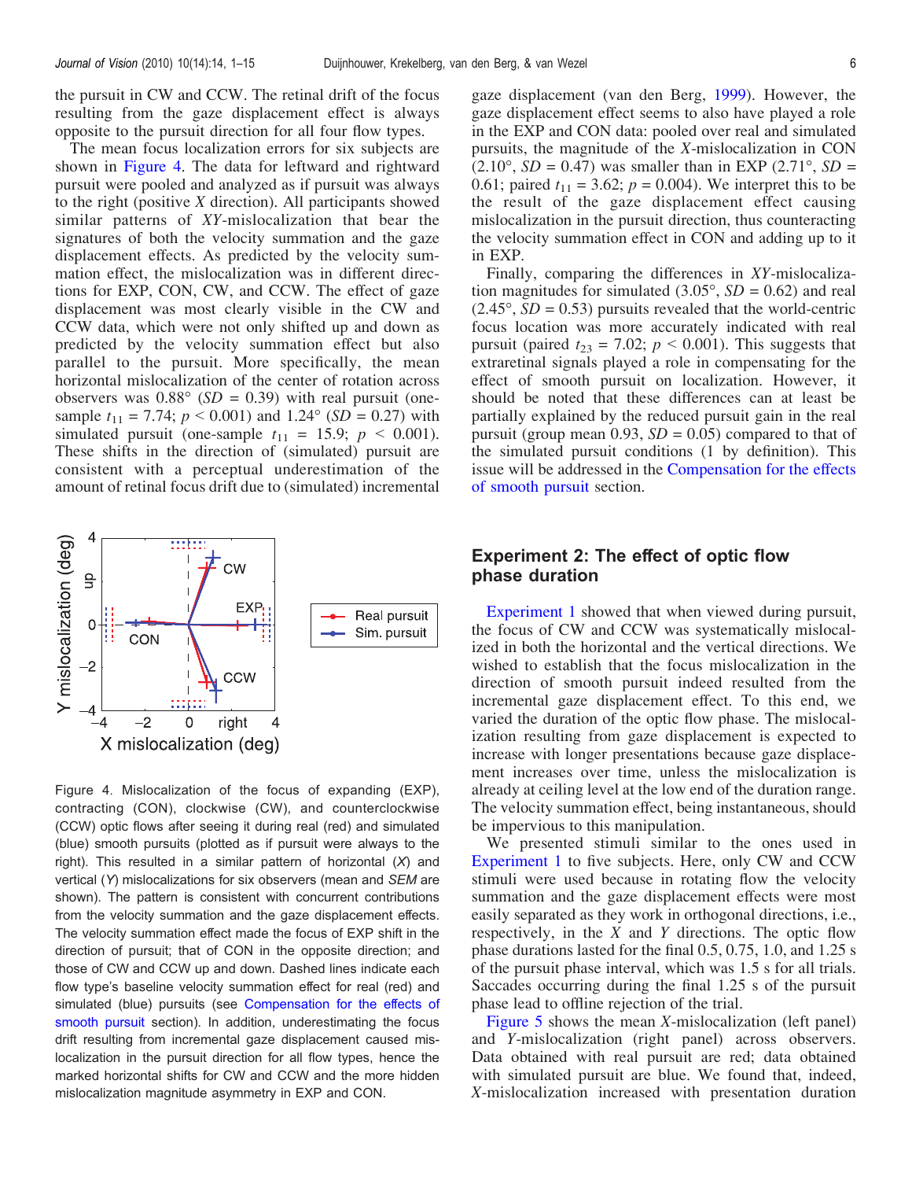the pursuit in CW and CCW. The retinal drift of the focus resulting from the gaze displacement effect is always opposite to the pursuit direction for all four flow types.

The mean focus localization errors for six subjects are shown in Figure 4. The data for leftward and rightward pursuit were pooled and analyzed as if pursuit was always to the right (positive $X$ direction). All participants showed similar patterns of $XY$-mislocalization that bear the signatures of both the velocity summation and the gaze displacement effects. As predicted by the velocity summation effect, the mislocalization was in different directions for EXP, CON, CW, and CCW. The effect of gaze displacement was most clearly visible in the CW and CCW data, which were not only shifted up and down as predicted by the velocity summation effect but also parallel to the pursuit. More specifically, the mean horizontal mislocalization of the center of rotation across observers was 0.88° ($SD$ = 0.39) with real pursuit (one-sample $t_{11}$ = 7.74; $p$ < 0.001) and 1.24° ($SD$ = 0.27) with simulated pursuit (one-sample $t_{11}$ = 15.9; $p$ < 0.001). These shifts in the direction of (simulated) pursuit are consistent with a perceptual underestimation of the amount of retinal focus drift due to (simulated) incremental gaze displacement (van den Berg, 1999). However, the gaze displacement effect seems to also have played a role in the EXP and CON data: pooled over real and simulated pursuits, the magnitude of the $X$-mislocalization in CON (2.10°, $SD$ = 0.47) was smaller than in EXP (2.71°, $SD$ = 0.61; paired $t_{11}$ = 3.62; $p$ = 0.004). We interpret this to be the result of the gaze displacement effect causing mislocalization in the pursuit direction, thus counteracting the velocity summation effect in CON and adding up to it in EXP.

Finally, comparing the differences in $XY$-mislocalization magnitudes for simulated (3.05°, $SD$ = 0.62) and real (2.45°, $SD$ = 0.53) pursuits revealed that the world-centric focus location was more accurately indicated with real pursuit (paired $t_{23}$ = 7.02; $p$ < 0.001). This suggests that extraretinal signals played a role in compensating for the effect of smooth pursuit on localization. However, it should be noted that these differences can at least be partially explained by the reduced pursuit gain in the real pursuit (group mean 0.93, $SD$ = 0.05) compared to that of the simulated pursuit conditions (1 by definition). This issue will be addressed in the Compensation for the effects of smooth pursuit section.

Y mislocalization (deg)
up
4
0
−2
−4
−4 −2 0 right 4
X mislocalization (deg)
CW
EXP
CON
CCW
Real pursuit
Sim. pursuit

Figure 4. Mislocalization of the focus of expanding (EXP), contracting (CON), clockwise (CW), and counterclockwise (CCW) optic flows after seeing it during real (red) and simulated (blue) smooth pursuits (plotted as if pursuit were always to the right). This resulted in a similar pattern of horizontal ($X$) and vertical ($Y$) mislocalizations for six observers (mean and $SEM$ are shown). The pattern is consistent with concurrent contributions from the velocity summation and the gaze displacement effects. The velocity summation effect made the focus of EXP shift in the direction of pursuit; that of CON in the opposite direction; and those of CW and CCW up and down. Dashed lines indicate each flow type's baseline velocity summation effect for real (red) and simulated (blue) pursuits (see Compensation for the effects of smooth pursuit section). In addition, underestimating the focus drift resulting from incremental gaze displacement caused mislocalization in the pursuit direction for all flow types, hence the marked horizontal shifts for CW and CCW and the more hidden mislocalization magnitude asymmetry in EXP and CON.

## Experiment 2: The effect of optic flow phase duration

Experiment 1 showed that when viewed during pursuit, the focus of CW and CCW was systematically mislocalized in both the horizontal and the vertical directions. We wished to establish that the focus mislocalization in the direction of smooth pursuit indeed resulted from the incremental gaze displacement effect. To this end, we varied the duration of the optic flow phase. The mislocalization resulting from gaze displacement is expected to increase with longer presentations because gaze displacement increases over time, unless the mislocalization is already at ceiling level at the low end of the duration range. The velocity summation effect, being instantaneous, should be impervious to this manipulation.

We presented stimuli similar to the ones used in Experiment 1 to five subjects. Here, only CW and CCW stimuli were used because in rotating flow the velocity summation and the gaze displacement effects were most easily separated as they work in orthogonal directions, i.e., respectively, in the $X$ and $Y$ directions. The optic flow phase durations lasted for the final 0.5, 0.75, 1.0, and 1.25 s of the pursuit phase interval, which was 1.5 s for all trials. Saccades occurring during the final 1.25 s of the pursuit phase lead to offline rejection of the trial.

Figure 5 shows the mean $X$-mislocalization (left panel) and $Y$-mislocalization (right panel) across observers. Data obtained with real pursuit are red; data obtained with simulated pursuit are blue. We found that, indeed, $X$-mislocalization increased with presentation duration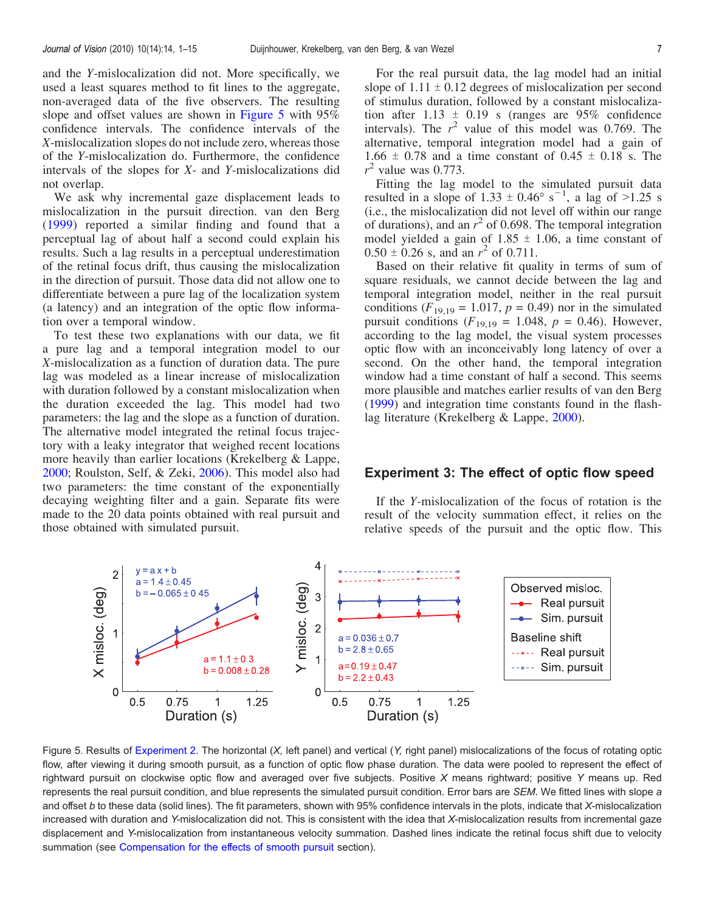and the *Y*-mislocalization did not. More specifically, we used a least squares method to fit lines to the aggregate, non-averaged data of the five observers. The resulting slope and offset values are shown in Figure 5 with 95% confidence intervals. The confidence intervals of the *X*-mislocalization slopes do not include zero, whereas those of the *Y*-mislocalization do. Furthermore, the confidence intervals of the slopes for *X*- and *Y*-mislocalizations did not overlap.

We ask why incremental gaze displacement leads to mislocalization in the pursuit direction. van den Berg (1999) reported a similar finding and found that a perceptual lag of about half a second could explain his results. Such a lag results in a perceptual underestimation of the retinal focus drift, thus causing the mislocalization in the direction of pursuit. Those data did not allow one to differentiate between a pure lag of the localization system (a latency) and an integration of the optic flow information over a temporal window.

To test these two explanations with our data, we fit a pure lag and a temporal integration model to our *X*-mislocalization as a function of duration data. The pure lag was modeled as a linear increase of mislocalization with duration followed by a constant mislocalization when the duration exceeded the lag. This model had two parameters: the lag and the slope as a function of duration. The alternative model integrated the retinal focus trajectory with a leaky integrator that weighed recent locations more heavily than earlier locations (Krekelberg & Lappe, 2000; Roulston, Self, & Zeki, 2006). This model also had two parameters: the time constant of the exponentially decaying weighting filter and a gain. Separate fits were made to the 20 data points obtained with real pursuit and those obtained with simulated pursuit.

For the real pursuit data, the lag model had an initial slope of 1.11 ± 0.12 degrees of mislocalization per second of stimulus duration, followed by a constant mislocalization after 1.13 ± 0.19 s (ranges are 95% confidence intervals). The $r^2$ value of this model was 0.769. The alternative, temporal integration model had a gain of 1.66 ± 0.78 and a time constant of 0.45 ± 0.18 s. The $r^2$ value was 0.773.

Fitting the lag model to the simulated pursuit data resulted in a slope of 1.33 ± 0.46° $s^{-1}$, a lag of >1.25 s (i.e., the mislocalization did not level off within our range of durations), and an $r^2$ of 0.698. The temporal integration model yielded a gain of 1.85 ± 1.06, a time constant of 0.50 ± 0.26 s, and an $r^2$ of 0.711.

Based on their relative fit quality in terms of sum of square residuals, we cannot decide between the lag and temporal integration model, neither in the real pursuit conditions ($F_{19,19}$ = 1.017, $p$ = 0.49) nor in the simulated pursuit conditions ($F_{19,19}$ = 1.048, $p$ = 0.46). However, according to the lag model, the visual system processes optic flow with an inconceivably long latency of over a second. On the other hand, the temporal integration window had a time constant of half a second. This seems more plausible and matches earlier results of van den Berg (1999) and integration time constants found in the flash-lag literature (Krekelberg & Lappe, 2000).

## Experiment 3: The effect of optic flow speed

If the *Y*-mislocalization of the focus of rotation is the result of the velocity summation effect, it relies on the relative speeds of the pursuit and the optic flow. This

Figure 5. Results of Experiment 2. The horizontal (*X*, left panel) and vertical (*Y*, right panel) mislocalizations of the focus of rotating optic flow, after viewing it during smooth pursuit, as a function of optic flow phase duration. The data were pooled to represent the effect of rightward pursuit on clockwise optic flow and averaged over five subjects. Positive *X* means rightward; positive *Y* means up. Red represents the real pursuit condition, and blue represents the simulated pursuit condition. Error bars are *SEM*. We fitted lines with slope *a* and offset *b* to these data (solid lines). The fit parameters, shown with 95% confidence intervals in the plots, indicate that *X*-mislocalization increased with duration and *Y*-mislocalization did not. This is consistent with the idea that *X*-mislocalization results from incremental gaze displacement and *Y*-mislocalization from instantaneous velocity summation. Dashed lines indicate the retinal focus shift due to velocity summation (see Compensation for the effects of smooth pursuit section).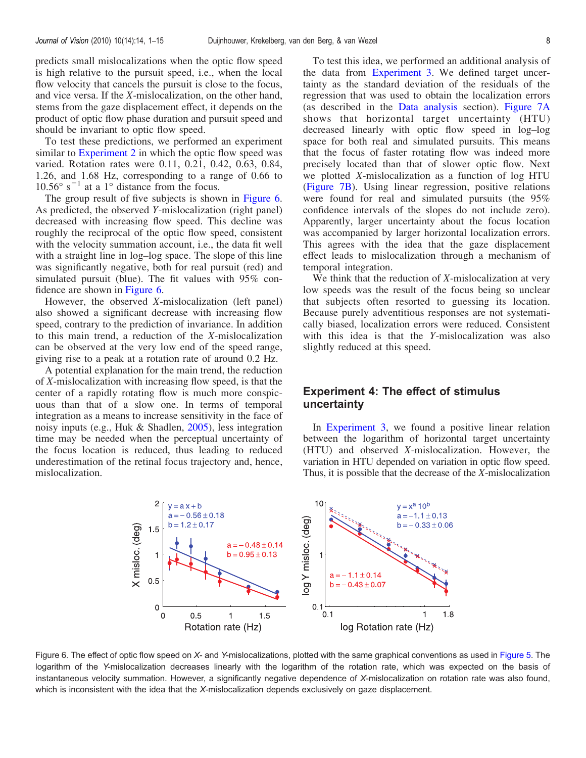predicts small mislocalizations when the optic flow speed is high relative to the pursuit speed, i.e., when the local flow velocity that cancels the pursuit is close to the focus, and vice versa. If the *X*-mislocalization, on the other hand, stems from the gaze displacement effect, it depends on the product of optic flow phase duration and pursuit speed and should be invariant to optic flow speed.

To test these predictions, we performed an experiment similar to Experiment 2 in which the optic flow speed was varied. Rotation rates were 0.11, 0.21, 0.42, 0.63, 0.84, 1.26, and 1.68 Hz, corresponding to a range of 0.66 to 10.56° $s^{-1}$ at a 1° distance from the focus.

The group result of five subjects is shown in Figure 6. As predicted, the observed *Y*-mislocalization (right panel) decreased with increasing flow speed. This decline was roughly the reciprocal of the optic flow speed, consistent with the velocity summation account, i.e., the data fit well with a straight line in log–log space. The slope of this line was significantly negative, both for real pursuit (red) and simulated pursuit (blue). The fit values with 95% confidence are shown in Figure 6.

However, the observed *X*-mislocalization (left panel) also showed a significant decrease with increasing flow speed, contrary to the prediction of invariance. In addition to this main trend, a reduction of the *X*-mislocalization can be observed at the very low end of the speed range, giving rise to a peak at a rotation rate of around 0.2 Hz.

A potential explanation for the main trend, the reduction of *X*-mislocalization with increasing flow speed, is that the center of a rapidly rotating flow is much more conspicuous than that of a slow one. In terms of temporal integration as a means to increase sensitivity in the face of noisy inputs (e.g., Huk & Shadlen, 2005), less integration time may be needed when the perceptual uncertainty of the focus location is reduced, thus leading to reduced underestimation of the retinal focus trajectory and, hence, mislocalization.

To test this idea, we performed an additional analysis of the data from Experiment 3. We defined target uncertainty as the standard deviation of the residuals of the regression that was used to obtain the localization errors (as described in the Data analysis section). Figure 7A shows that horizontal target uncertainty (HTU) decreased linearly with optic flow speed in log–log space for both real and simulated pursuits. This means that the focus of faster rotating flow was indeed more precisely located than that of slower optic flow. Next we plotted *X*-mislocalization as a function of log HTU (Figure 7B). Using linear regression, positive relations were found for real and simulated pursuits (the 95% confidence intervals of the slopes do not include zero). Apparently, larger uncertainty about the focus location was accompanied by larger horizontal localization errors. This agrees with the idea that the gaze displacement effect leads to mislocalization through a mechanism of temporal integration.

We think that the reduction of *X*-mislocalization at very low speeds was the result of the focus being so unclear that subjects often resorted to guessing its location. Because purely adventitious responses are not systematically biased, localization errors were reduced. Consistent with this idea is that the *Y*-mislocalization was also slightly reduced at this speed.

## Experiment 4: The effect of stimulus uncertainty

In Experiment 3, we found a positive linear relation between the logarithm of horizontal target uncertainty (HTU) and observed *X*-mislocalization. However, the variation in HTU depended on variation in optic flow speed. Thus, it is possible that the decrease of the *X*-mislocalization

Figure 6. The effect of optic flow speed on *X*- and *Y*-mislocalizations, plotted with the same graphical conventions as used in Figure 5. The logarithm of the *Y*-mislocalization decreases linearly with the logarithm of the rotation rate, which was expected on the basis of instantaneous velocity summation. However, a significantly negative dependence of *X*-mislocalization on rotation rate was also found, which is inconsistent with the idea that the *X*-mislocalization depends exclusively on gaze displacement.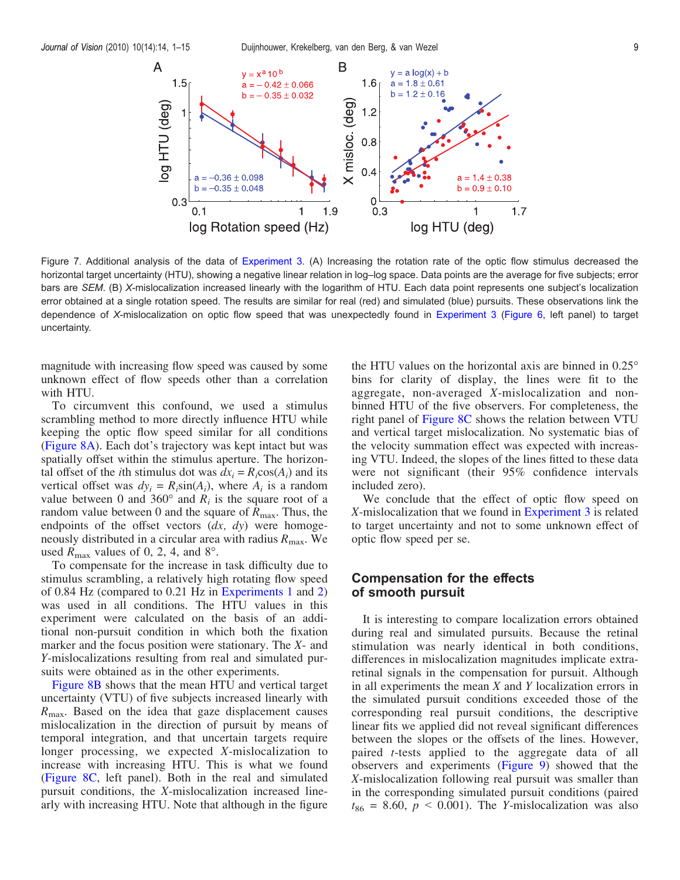Figure 7. Additional analysis of the data of Experiment 3. (A) Increasing the rotation rate of the optic flow stimulus decreased the horizontal target uncertainty (HTU), showing a negative linear relation in log–log space. Data points are the average for five subjects; error bars are *SEM*. (B) *X*-mislocalization increased linearly with the logarithm of HTU. Each data point represents one subject's localization error obtained at a single rotation speed. The results are similar for real (red) and simulated (blue) pursuits. These observations link the dependence of *X*-mislocalization on optic flow speed that was unexpectedly found in Experiment 3 (Figure 6, left panel) to target uncertainty.

magnitude with increasing flow speed was caused by some unknown effect of flow speeds other than a correlation with HTU.

To circumvent this confound, we used a stimulus scrambling method to more directly influence HTU while keeping the optic flow speed similar for all conditions (Figure 8A). Each dot's trajectory was kept intact but was spatially offset within the stimulus aperture. The horizontal offset of the $i$th stimulus dot was $dx_i = R_i\cos(A_i)$ and its vertical offset was $dy_i = R_i\sin(A_i)$, where $A_i$ is a random value between 0 and 360° and $R_i$ is the square root of a random value between 0 and the square of $R_{max}$. Thus, the endpoints of the offset vectors $(dx, dy)$ were homogeneously distributed in a circular area with radius $R_{max}$. We used $R_{max}$ values of 0, 2, 4, and 8°.

To compensate for the increase in task difficulty due to stimulus scrambling, a relatively high rotating flow speed of 0.84 Hz (compared to 0.21 Hz in Experiments 1 and 2) was used in all conditions. The HTU values in this experiment were calculated on the basis of an additional non-pursuit condition in which both the fixation marker and the focus position were stationary. The *X*- and *Y*-mislocalizations resulting from real and simulated pursuits were obtained as in the other experiments.

Figure 8B shows that the mean HTU and vertical target uncertainty (VTU) of five subjects increased linearly with $R_{max}$. Based on the idea that gaze displacement causes mislocalization in the direction of pursuit by means of temporal integration, and that uncertain targets require longer processing, we expected *X*-mislocalization to increase with increasing HTU. This is what we found (Figure 8C, left panel). Both in the real and simulated pursuit conditions, the *X*-mislocalization increased linearly with increasing HTU. Note that although in the figure the HTU values on the horizontal axis are binned in 0.25° bins for clarity of display, the lines were fit to the aggregate, non-averaged *X*-mislocalization and non-binned HTU of the five observers. For completeness, the right panel of Figure 8C shows the relation between VTU and vertical target mislocalization. No systematic bias of the velocity summation effect was expected with increasing VTU. Indeed, the slopes of the lines fitted to these data were not significant (their 95% confidence intervals included zero).

We conclude that the effect of optic flow speed on *X*-mislocalization that we found in Experiment 3 is related to target uncertainty and not to some unknown effect of optic flow speed per se.

## Compensation for the effects of smooth pursuit

It is interesting to compare localization errors obtained during real and simulated pursuits. Because the retinal stimulation was nearly identical in both conditions, differences in mislocalization magnitudes implicate extra-retinal signals in the compensation for pursuit. Although in all experiments the mean *X* and *Y* localization errors in the simulated pursuit conditions exceeded those of the corresponding real pursuit conditions, the descriptive linear fits we applied did not reveal significant differences between the slopes or the offsets of the lines. However, paired *t*-tests applied to the aggregate data of all observers and experiments (Figure 9) showed that the *X*-mislocalization following real pursuit was smaller than in the corresponding simulated pursuit conditions (paired $t_{86} = 8.60$, $p < 0.001$). The *Y*-mislocalization was also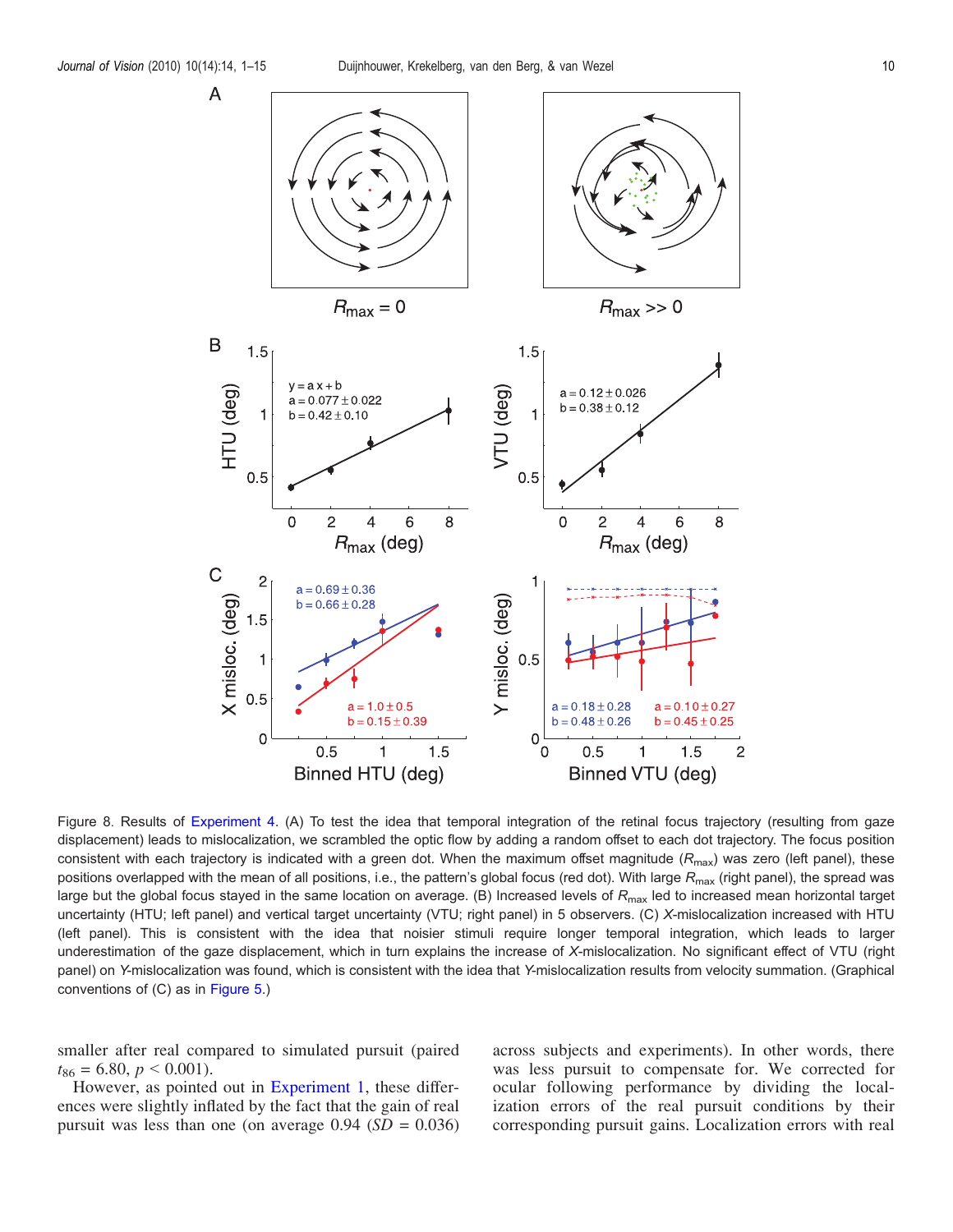Figure 8. Results of Experiment 4. (A) To test the idea that temporal integration of the retinal focus trajectory (resulting from gaze displacement) leads to mislocalization, we scrambled the optic flow by adding a random offset to each dot trajectory. The focus position consistent with each trajectory is indicated with a green dot. When the maximum offset magnitude ($R_{max}$) was zero (left panel), these positions overlapped with the mean of all positions, i.e., the pattern's global focus (red dot). With large $R_{max}$ (right panel), the spread was large but the global focus stayed in the same location on average. (B) Increased levels of $R_{max}$ led to increased mean horizontal target uncertainty (HTU; left panel) and vertical target uncertainty (VTU; right panel) in 5 observers. (C) *X*-mislocalization increased with HTU (left panel). This is consistent with the idea that noisier stimuli require longer temporal integration, which leads to larger underestimation of the gaze displacement, which in turn explains the increase of *X*-mislocalization. No significant effect of VTU (right panel) on *Y*-mislocalization was found, which is consistent with the idea that *Y*-mislocalization results from velocity summation. (Graphical conventions of (C) as in Figure 5.)

smaller after real compared to simulated pursuit (paired $t_{86} = 6.80$, $p < 0.001$).

However, as pointed out in Experiment 1, these differences were slightly inflated by the fact that the gain of real pursuit was less than one (on average 0.94 ($SD$ = 0.036) across subjects and experiments). In other words, there was less pursuit to compensate for. We corrected for ocular following performance by dividing the localization errors of the real pursuit conditions by their corresponding pursuit gains. Localization errors with real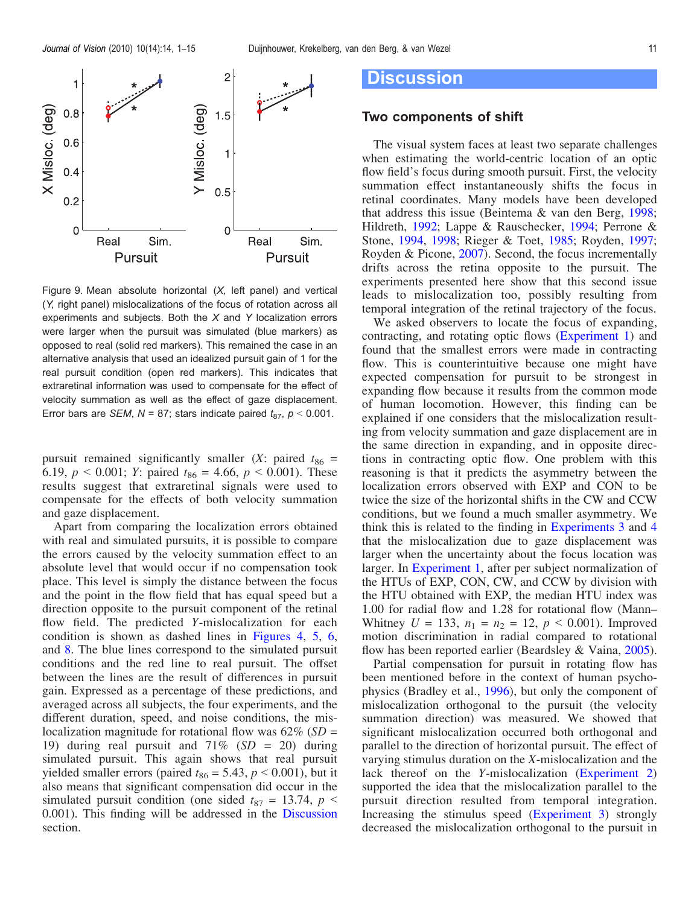Figure 9. Mean absolute horizontal (*X*, left panel) and vertical (*Y*, right panel) mislocalizations of the focus of rotation across all experiments and subjects. Both the *X* and *Y* localization errors were larger when the pursuit was simulated (blue markers) as opposed to real (solid red markers). This remained the case in an alternative analysis that used an idealized pursuit gain of 1 for the real pursuit condition (open red markers). This indicates that extraretinal information was used to compensate for the effect of velocity summation as well as the effect of gaze displacement. Error bars are *SEM*, *N* = 87; stars indicate paired $t_{87}$, $p < 0.001$.

pursuit remained significantly smaller (*X*: paired $t_{86}$ = 6.19, $p < 0.001$; *Y*: paired $t_{86}$ = 4.66, $p < 0.001$). These results suggest that extraretinal signals were used to compensate for the effects of both velocity summation and gaze displacement.

Apart from comparing the localization errors obtained with real and simulated pursuits, it is possible to compare the errors caused by the velocity summation effect to an absolute level that would occur if no compensation took place. This level is simply the distance between the focus and the point in the flow field that has equal speed but a direction opposite to the pursuit component of the retinal flow field. The predicted *Y*-mislocalization for each condition is shown as dashed lines in Figures 4, 5, 6, and 8. The blue lines correspond to the simulated pursuit conditions and the red line to real pursuit. The offset between the lines are the result of differences in pursuit gain. Expressed as a percentage of these predictions, and averaged across all subjects, the four experiments, and the different duration, speed, and noise conditions, the mislocalization magnitude for rotational flow was 62% (*SD* = 19) during real pursuit and 71% (*SD* = 20) during simulated pursuit. This again shows that real pursuit yielded smaller errors (paired $t_{86}$ = 5.43, $p < 0.001$), but it also means that significant compensation did occur in the simulated pursuit condition (one sided $t_{87}$ = 13.74, $p < 0.001$). This finding will be addressed in the Discussion section.

# Discussion

## Two components of shift

The visual system faces at least two separate challenges when estimating the world-centric location of an optic flow field's focus during smooth pursuit. First, the velocity summation effect instantaneously shifts the focus in retinal coordinates. Many models have been developed that address this issue (Beintema & van den Berg, 1998; Hildreth, 1992; Lappe & Rauschecker, 1994; Perrone & Stone, 1994, 1998; Rieger & Toet, 1985; Royden, 1997; Royden & Picone, 2007). Second, the focus incrementally drifts across the retina opposite to the pursuit. The experiments presented here show that this second issue leads to mislocalization too, possibly resulting from temporal integration of the retinal trajectory of the focus.

We asked observers to locate the focus of expanding, contracting, and rotating optic flows (Experiment 1) and found that the smallest errors were made in contracting flow. This is counterintuitive because one might have expected compensation for pursuit to be strongest in expanding flow because it results from the common mode of human locomotion. However, this finding can be explained if one considers that the mislocalization resulting from velocity summation and gaze displacement are in the same direction in expanding, and in opposite directions in contracting optic flow. One problem with this reasoning is that it predicts the asymmetry between the localization errors observed with EXP and CON to be twice the size of the horizontal shifts in the CW and CCW conditions, but we found a much smaller asymmetry. We think this is related to the finding in Experiments 3 and 4 that the mislocalization due to gaze displacement was larger when the uncertainty about the focus location was larger. In Experiment 1, after per subject normalization of the HTUs of EXP, CON, CW, and CCW by division with the HTU obtained with EXP, the median HTU index was 1.00 for radial flow and 1.28 for rotational flow (Mann–Whitney $U$ = 133, $n_1 = n_2 = 12$, $p < 0.001$). Improved motion discrimination in radial compared to rotational flow has been reported earlier (Beardsley & Vaina, 2005).

Partial compensation for pursuit in rotating flow has been mentioned before in the context of human psychophysics (Bradley et al., 1996), but only the component of mislocalization orthogonal to the pursuit (the velocity summation direction) was measured. We showed that significant mislocalization occurred both orthogonal and parallel to the direction of horizontal pursuit. The effect of varying stimulus duration on the *X*-mislocalization and the lack thereof on the *Y*-mislocalization (Experiment 2) supported the idea that the mislocalization parallel to the pursuit direction resulted from temporal integration. Increasing the stimulus speed (Experiment 3) strongly decreased the mislocalization orthogonal to the pursuit in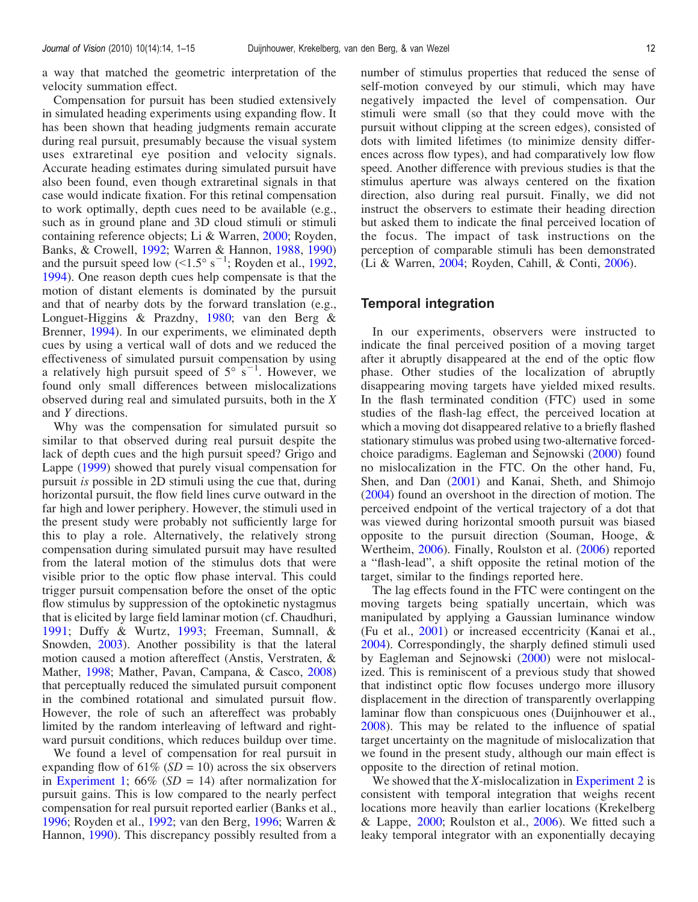a way that matched the geometric interpretation of the velocity summation effect.

Compensation for pursuit has been studied extensively in simulated heading experiments using expanding flow. It has been shown that heading judgments remain accurate during real pursuit, presumably because the visual system uses extraretinal eye position and velocity signals. Accurate heading estimates during simulated pursuit have also been found, even though extraretinal signals in that case would indicate fixation. For this retinal compensation to work optimally, depth cues need to be available (e.g., such as in ground plane and 3D cloud stimuli or stimuli containing reference objects; Li & Warren, 2000; Royden, Banks, & Crowell, 1992; Warren & Hannon, 1988, 1990) and the pursuit speed low ($<1.5° \text{ s}^{-1}$; Royden et al., 1992, 1994). One reason depth cues help compensate is that the motion of distant elements is dominated by the pursuit and that of nearby dots by the forward translation (e.g., Longuet-Higgins & Prazdny, 1980; van den Berg & Brenner, 1994). In our experiments, we eliminated depth cues by using a vertical wall of dots and we reduced the effectiveness of simulated pursuit compensation by using a relatively high pursuit speed of $5° \text{ s}^{-1}$. However, we found only small differences between mislocalizations observed during real and simulated pursuits, both in the $X$ and $Y$ directions.

Why was the compensation for simulated pursuit so similar to that observed during real pursuit despite the lack of depth cues and the high pursuit speed? Grigo and Lappe (1999) showed that purely visual compensation for pursuit *is* possible in 2D stimuli using the cue that, during horizontal pursuit, the flow field lines curve outward in the far high and lower periphery. However, the stimuli used in the present study were probably not sufficiently large for this to play a role. Alternatively, the relatively strong compensation during simulated pursuit may have resulted from the lateral motion of the stimulus dots that were visible prior to the optic flow phase interval. This could trigger pursuit compensation before the onset of the optic flow stimulus by suppression of the optokinetic nystagmus that is elicited by large field laminar motion (cf. Chaudhuri, 1991; Duffy & Wurtz, 1993; Freeman, Sumnall, & Snowden, 2003). Another possibility is that the lateral motion caused a motion aftereffect (Anstis, Verstraten, & Mather, 1998; Mather, Pavan, Campana, & Casco, 2008) that perceptually reduced the simulated pursuit component in the combined rotational and simulated pursuit flow. However, the role of such an aftereffect was probably limited by the random interleaving of leftward and rightward pursuit conditions, which reduces buildup over time.

We found a level of compensation for real pursuit in expanding flow of 61% ($SD$ = 10) across the six observers in Experiment 1; 66% ($SD$ = 14) after normalization for pursuit gains. This is low compared to the nearly perfect compensation for real pursuit reported earlier (Banks et al., 1996; Royden et al., 1992; van den Berg, 1996; Warren & Hannon, 1990). This discrepancy possibly resulted from a number of stimulus properties that reduced the sense of self-motion conveyed by our stimuli, which may have negatively impacted the level of compensation. Our stimuli were small (so that they could move with the pursuit without clipping at the screen edges), consisted of dots with limited lifetimes (to minimize density differences across flow types), and had comparatively low flow speed. Another difference with previous studies is that the stimulus aperture was always centered on the fixation direction, also during real pursuit. Finally, we did not instruct the observers to estimate their heading direction but asked them to indicate the final perceived location of the focus. The impact of task instructions on the perception of comparable stimuli has been demonstrated (Li & Warren, 2004; Royden, Cahill, & Conti, 2006).

## Temporal integration

In our experiments, observers were instructed to indicate the final perceived position of a moving target after it abruptly disappeared at the end of the optic flow phase. Other studies of the localization of abruptly disappearing moving targets have yielded mixed results. In the flash terminated condition (FTC) used in some studies of the flash-lag effect, the perceived location at which a moving dot disappeared relative to a briefly flashed stationary stimulus was probed using two-alternative forced-choice paradigms. Eagleman and Sejnowski (2000) found no mislocalization in the FTC. On the other hand, Fu, Shen, and Dan (2001) and Kanai, Sheth, and Shimojo (2004) found an overshoot in the direction of motion. The perceived endpoint of the vertical trajectory of a dot that was viewed during horizontal smooth pursuit was biased opposite to the pursuit direction (Souman, Hooge, & Wertheim, 2006). Finally, Roulston et al. (2006) reported a "flash-lead", a shift opposite the retinal motion of the target, similar to the findings reported here.

The lag effects found in the FTC were contingent on the moving targets being spatially uncertain, which was manipulated by applying a Gaussian luminance window (Fu et al., 2001) or increased eccentricity (Kanai et al., 2004). Correspondingly, the sharply defined stimuli used by Eagleman and Sejnowski (2000) were not mislocalized. This is reminiscent of a previous study that showed that indistinct optic flow focuses undergo more illusory displacement in the direction of transparently overlapping laminar flow than conspicuous ones (Duijnhouwer et al., 2008). This may be related to the influence of spatial target uncertainty on the magnitude of mislocalization that we found in the present study, although our main effect is opposite to the direction of retinal motion.

We showed that the $X$-mislocalization in Experiment 2 is consistent with temporal integration that weighs recent locations more heavily than earlier locations (Krekelberg & Lappe, 2000; Roulston et al., 2006). We fitted such a leaky temporal integrator with an exponentially decaying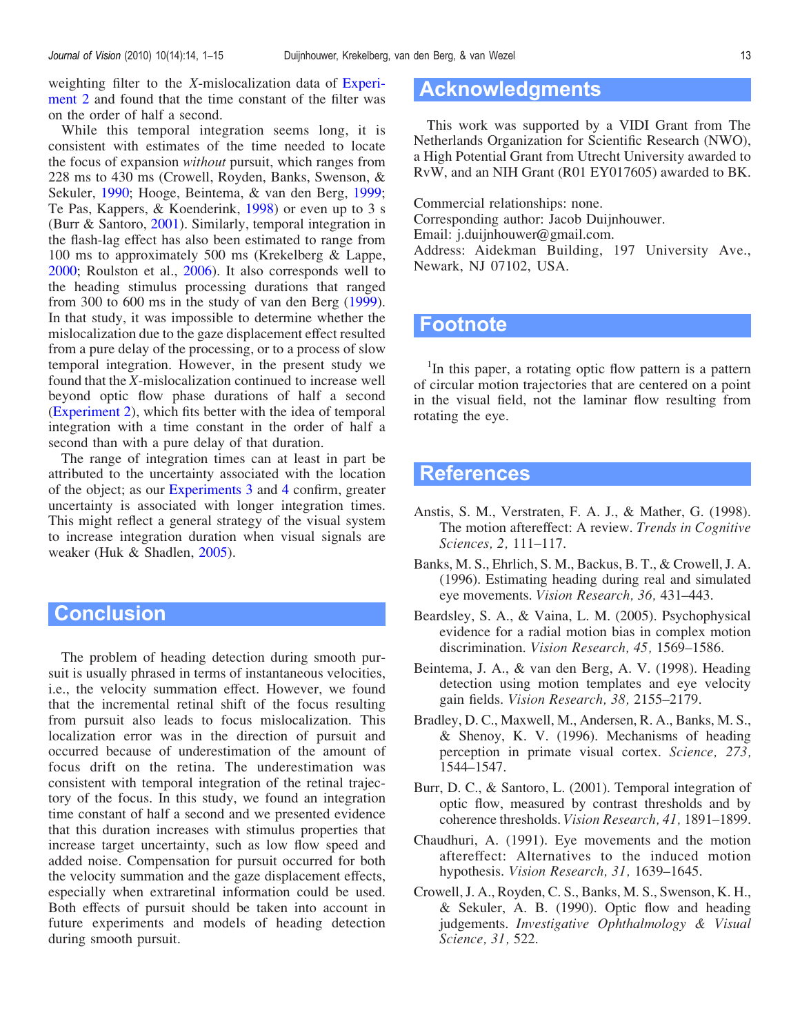weighting filter to the *X*-mislocalization data of Experiment 2 and found that the time constant of the filter was on the order of half a second.

While this temporal integration seems long, it is consistent with estimates of the time needed to locate the focus of expansion *without* pursuit, which ranges from 228 ms to 430 ms (Crowell, Royden, Banks, Swenson, & Sekuler, 1990; Hooge, Beintema, & van den Berg, 1999; Te Pas, Kappers, & Koenderink, 1998) or even up to 3 s (Burr & Santoro, 2001). Similarly, temporal integration in the flash-lag effect has also been estimated to range from 100 ms to approximately 500 ms (Krekelberg & Lappe, 2000; Roulston et al., 2006). It also corresponds well to the heading stimulus processing durations that ranged from 300 to 600 ms in the study of van den Berg (1999). In that study, it was impossible to determine whether the mislocalization due to the gaze displacement effect resulted from a pure delay of the processing, or to a process of slow temporal integration. However, in the present study we found that the *X*-mislocalization continued to increase well beyond optic flow phase durations of half a second (Experiment 2), which fits better with the idea of temporal integration with a time constant in the order of half a second than with a pure delay of that duration.

The range of integration times can at least in part be attributed to the uncertainty associated with the location of the object; as our Experiments 3 and 4 confirm, greater uncertainty is associated with longer integration times. This might reflect a general strategy of the visual system to increase integration duration when visual signals are weaker (Huk & Shadlen, 2005).

# Conclusion

The problem of heading detection during smooth pursuit is usually phrased in terms of instantaneous velocities, i.e., the velocity summation effect. However, we found that the incremental retinal shift of the focus resulting from pursuit also leads to focus mislocalization. This localization error was in the direction of pursuit and occurred because of underestimation of the amount of focus drift on the retina. The underestimation was consistent with temporal integration of the retinal trajectory of the focus. In this study, we found an integration time constant of half a second and we presented evidence that this duration increases with stimulus properties that increase target uncertainty, such as low flow speed and added noise. Compensation for pursuit occurred for both the velocity summation and the gaze displacement effects, especially when extraretinal information could be used. Both effects of pursuit should be taken into account in future experiments and models of heading detection during smooth pursuit.

# Acknowledgments

This work was supported by a VIDI Grant from The Netherlands Organization for Scientific Research (NWO), a High Potential Grant from Utrecht University awarded to RvW, and an NIH Grant (R01 EY017605) awarded to BK.

Commercial relationships: none.
Corresponding author: Jacob Duijnhouwer.
Email: j.duijnhouwer@gmail.com.
Address: Aidekman Building, 197 University Ave., Newark, NJ 07102, USA.

# Footnote

[1]In this paper, a rotating optic flow pattern is a pattern of circular motion trajectories that are centered on a point in the visual field, not the laminar flow resulting from rotating the eye.

# References

Anstis, S. M., Verstraten, F. A. J., & Mather, G. (1998). The motion aftereffect: A review. *Trends in Cognitive Sciences, 2,* 111–117.

Banks, M. S., Ehrlich, S. M., Backus, B. T., & Crowell, J. A. (1996). Estimating heading during real and simulated eye movements. *Vision Research, 36,* 431–443.

Beardsley, S. A., & Vaina, L. M. (2005). Psychophysical evidence for a radial motion bias in complex motion discrimination. *Vision Research, 45,* 1569–1586.

Beintema, J. A., & van den Berg, A. V. (1998). Heading detection using motion templates and eye velocity gain fields. *Vision Research, 38,* 2155–2179.

Bradley, D. C., Maxwell, M., Andersen, R. A., Banks, M. S., & Shenoy, K. V. (1996). Mechanisms of heading perception in primate visual cortex. *Science, 273,* 1544–1547.

Burr, D. C., & Santoro, L. (2001). Temporal integration of optic flow, measured by contrast thresholds and by coherence thresholds. *Vision Research, 41,* 1891–1899.

Chaudhuri, A. (1991). Eye movements and the motion aftereffect: Alternatives to the induced motion hypothesis. *Vision Research, 31,* 1639–1645.

Crowell, J. A., Royden, C. S., Banks, M. S., Swenson, K. H., & Sekuler, A. B. (1990). Optic flow and heading judgements. *Investigative Ophthalmology & Visual Science, 31,* 522.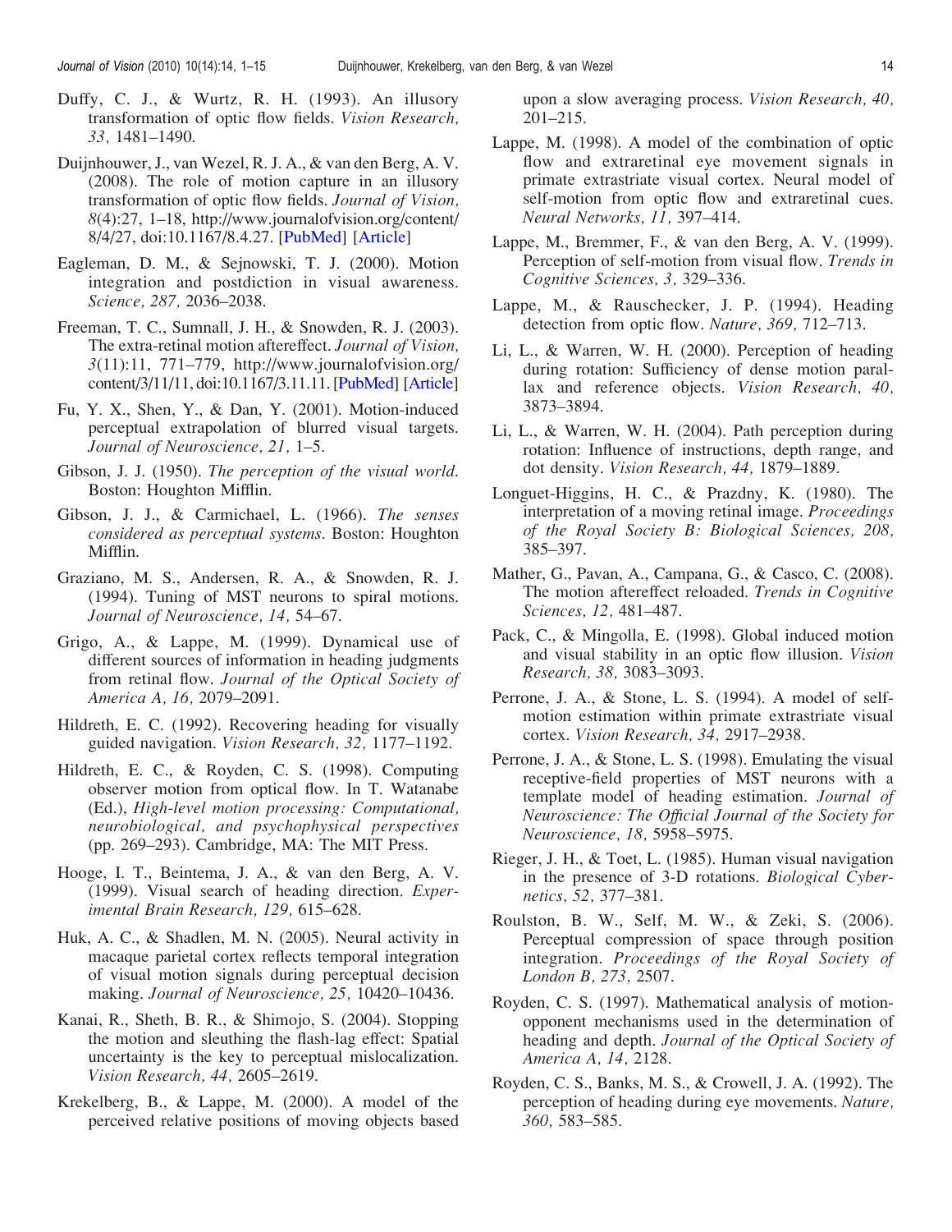Duffy, C. J., & Wurtz, R. H. (1993). An illusory transformation of optic flow fields. *Vision Research, 33,* 1481–1490.

Duijnhouwer, J., van Wezel, R. J. A., & van den Berg, A. V. (2008). The role of motion capture in an illusory transformation of optic flow fields. *Journal of Vision, 8*(4):27, 1–18, http://www.journalofvision.org/content/8/4/27, doi:10.1167/8.4.27. [PubMed] [Article]

Eagleman, D. M., & Sejnowski, T. J. (2000). Motion integration and postdiction in visual awareness. *Science, 287,* 2036–2038.

Freeman, T. C., Sumnall, J. H., & Snowden, R. J. (2003). The extra-retinal motion aftereffect. *Journal of Vision, 3*(11):11, 771–779, http://www.journalofvision.org/content/3/11/11, doi:10.1167/3.11.11. [PubMed] [Article]

Fu, Y. X., Shen, Y., & Dan, Y. (2001). Motion-induced perceptual extrapolation of blurred visual targets. *Journal of Neuroscience, 21,* 1–5.

Gibson, J. J. (1950). *The perception of the visual world*. Boston: Houghton Mifflin.

Gibson, J. J., & Carmichael, L. (1966). *The senses considered as perceptual systems*. Boston: Houghton Mifflin.

Graziano, M. S., Andersen, R. A., & Snowden, R. J. (1994). Tuning of MST neurons to spiral motions. *Journal of Neuroscience, 14,* 54–67.

Grigo, A., & Lappe, M. (1999). Dynamical use of different sources of information in heading judgments from retinal flow. *Journal of the Optical Society of America A, 16,* 2079–2091.

Hildreth, E. C. (1992). Recovering heading for visually guided navigation. *Vision Research, 32,* 1177–1192.

Hildreth, E. C., & Royden, C. S. (1998). Computing observer motion from optical flow. In T. Watanabe (Ed.), *High-level motion processing: Computational, neurobiological, and psychophysical perspectives* (pp. 269–293). Cambridge, MA: The MIT Press.

Hooge, I. T., Beintema, J. A., & van den Berg, A. V. (1999). Visual search of heading direction. *Experimental Brain Research, 129,* 615–628.

Huk, A. C., & Shadlen, M. N. (2005). Neural activity in macaque parietal cortex reflects temporal integration of visual motion signals during perceptual decision making. *Journal of Neuroscience, 25,* 10420–10436.

Kanai, R., Sheth, B. R., & Shimojo, S. (2004). Stopping the motion and sleuthing the flash-lag effect: Spatial uncertainty is the key to perceptual mislocalization. *Vision Research, 44,* 2605–2619.

Krekelberg, B., & Lappe, M. (2000). A model of the perceived relative positions of moving objects based upon a slow averaging process. *Vision Research, 40,* 201–215.

Lappe, M. (1998). A model of the combination of optic flow and extraretinal eye movement signals in primate extrastriate visual cortex. Neural model of self-motion from optic flow and extraretinal cues. *Neural Networks, 11,* 397–414.

Lappe, M., Bremmer, F., & van den Berg, A. V. (1999). Perception of self-motion from visual flow. *Trends in Cognitive Sciences, 3,* 329–336.

Lappe, M., & Rauschecker, J. P. (1994). Heading detection from optic flow. *Nature, 369,* 712–713.

Li, L., & Warren, W. H. (2000). Perception of heading during rotation: Sufficiency of dense motion parallax and reference objects. *Vision Research, 40,* 3873–3894.

Li, L., & Warren, W. H. (2004). Path perception during rotation: Influence of instructions, depth range, and dot density. *Vision Research, 44,* 1879–1889.

Longuet-Higgins, H. C., & Prazdny, K. (1980). The interpretation of a moving retinal image. *Proceedings of the Royal Society B: Biological Sciences, 208,* 385–397.

Mather, G., Pavan, A., Campana, G., & Casco, C. (2008). The motion aftereffect reloaded. *Trends in Cognitive Sciences, 12,* 481–487.

Pack, C., & Mingolla, E. (1998). Global induced motion and visual stability in an optic flow illusion. *Vision Research, 38,* 3083–3093.

Perrone, J. A., & Stone, L. S. (1994). A model of self-motion estimation within primate extrastriate visual cortex. *Vision Research, 34,* 2917–2938.

Perrone, J. A., & Stone, L. S. (1998). Emulating the visual receptive-field properties of MST neurons with a template model of heading estimation. *Journal of Neuroscience: The Official Journal of the Society for Neuroscience, 18,* 5958–5975.

Rieger, J. H., & Toet, L. (1985). Human visual navigation in the presence of 3-D rotations. *Biological Cybernetics, 52,* 377–381.

Roulston, B. W., Self, M. W., & Zeki, S. (2006). Perceptual compression of space through position integration. *Proceedings of the Royal Society of London B, 273,* 2507.

Royden, C. S. (1997). Mathematical analysis of motion-opponent mechanisms used in the determination of heading and depth. *Journal of the Optical Society of America A, 14,* 2128.

Royden, C. S., Banks, M. S., & Crowell, J. A. (1992). The perception of heading during eye movements. *Nature, 360,* 583–585.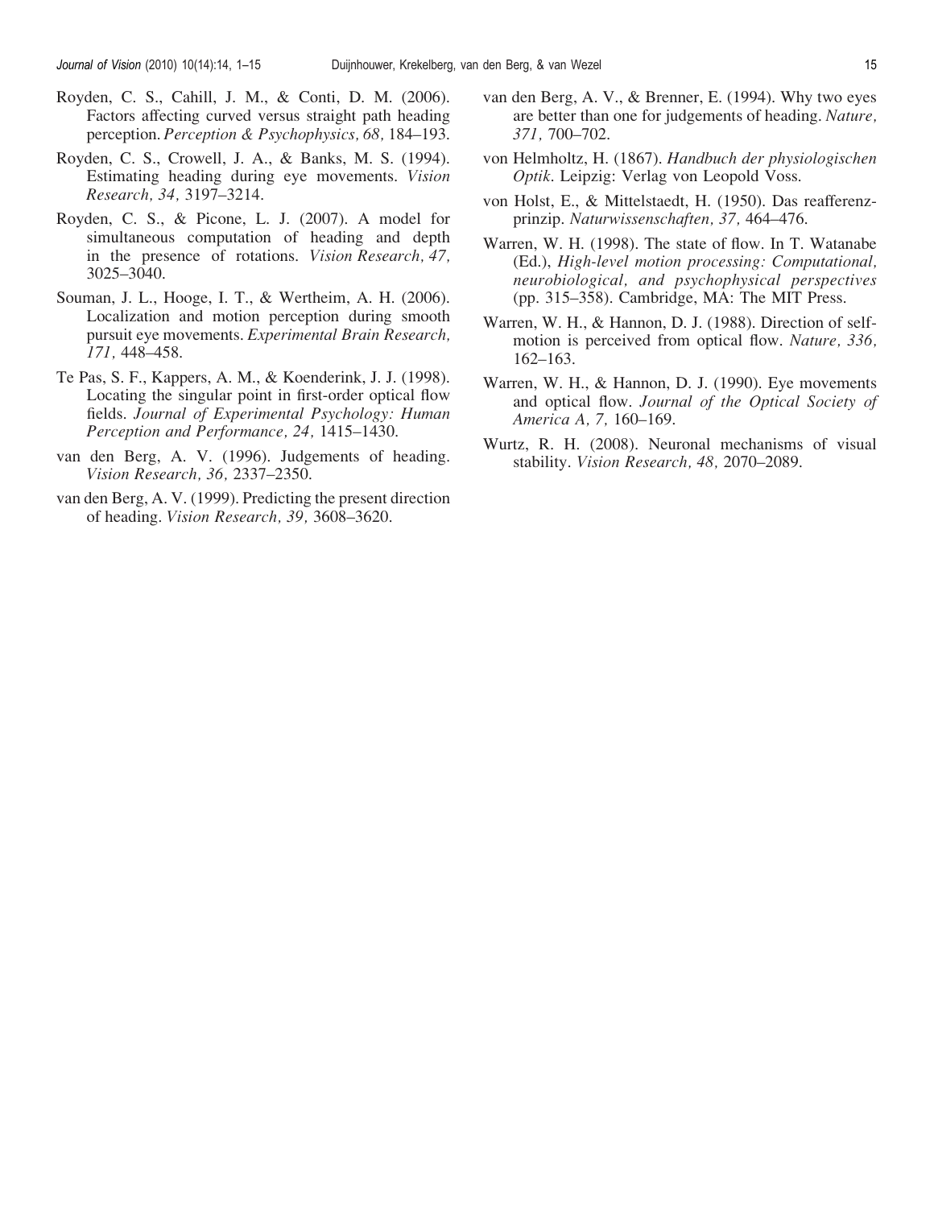Royden, C. S., Cahill, J. M., & Conti, D. M. (2006). Factors affecting curved versus straight path heading perception. *Perception & Psychophysics, 68,* 184–193.

Royden, C. S., Crowell, J. A., & Banks, M. S. (1994). Estimating heading during eye movements. *Vision Research, 34,* 3197–3214.

Royden, C. S., & Picone, L. J. (2007). A model for simultaneous computation of heading and depth in the presence of rotations. *Vision Research, 47,* 3025–3040.

Souman, J. L., Hooge, I. T., & Wertheim, A. H. (2006). Localization and motion perception during smooth pursuit eye movements. *Experimental Brain Research, 171,* 448–458.

Te Pas, S. F., Kappers, A. M., & Koenderink, J. J. (1998). Locating the singular point in first-order optical flow fields. *Journal of Experimental Psychology: Human Perception and Performance, 24,* 1415–1430.

van den Berg, A. V. (1996). Judgements of heading. *Vision Research, 36,* 2337–2350.

van den Berg, A. V. (1999). Predicting the present direction of heading. *Vision Research, 39,* 3608–3620.

van den Berg, A. V., & Brenner, E. (1994). Why two eyes are better than one for judgements of heading. *Nature, 371,* 700–702.

von Helmholtz, H. (1867). *Handbuch der physiologischen Optik*. Leipzig: Verlag von Leopold Voss.

von Holst, E., & Mittelstaedt, H. (1950). Das reafferenzprinzip. *Naturwissenschaften, 37,* 464–476.

Warren, W. H. (1998). The state of flow. In T. Watanabe (Ed.), *High-level motion processing: Computational, neurobiological, and psychophysical perspectives* (pp. 315–358). Cambridge, MA: The MIT Press.

Warren, W. H., & Hannon, D. J. (1988). Direction of self-motion is perceived from optical flow. *Nature, 336,* 162–163.

Warren, W. H., & Hannon, D. J. (1990). Eye movements and optical flow. *Journal of the Optical Society of America A, 7,* 160–169.

Wurtz, R. H. (2008). Neuronal mechanisms of visual stability. *Vision Research, 48,* 2070–2089.